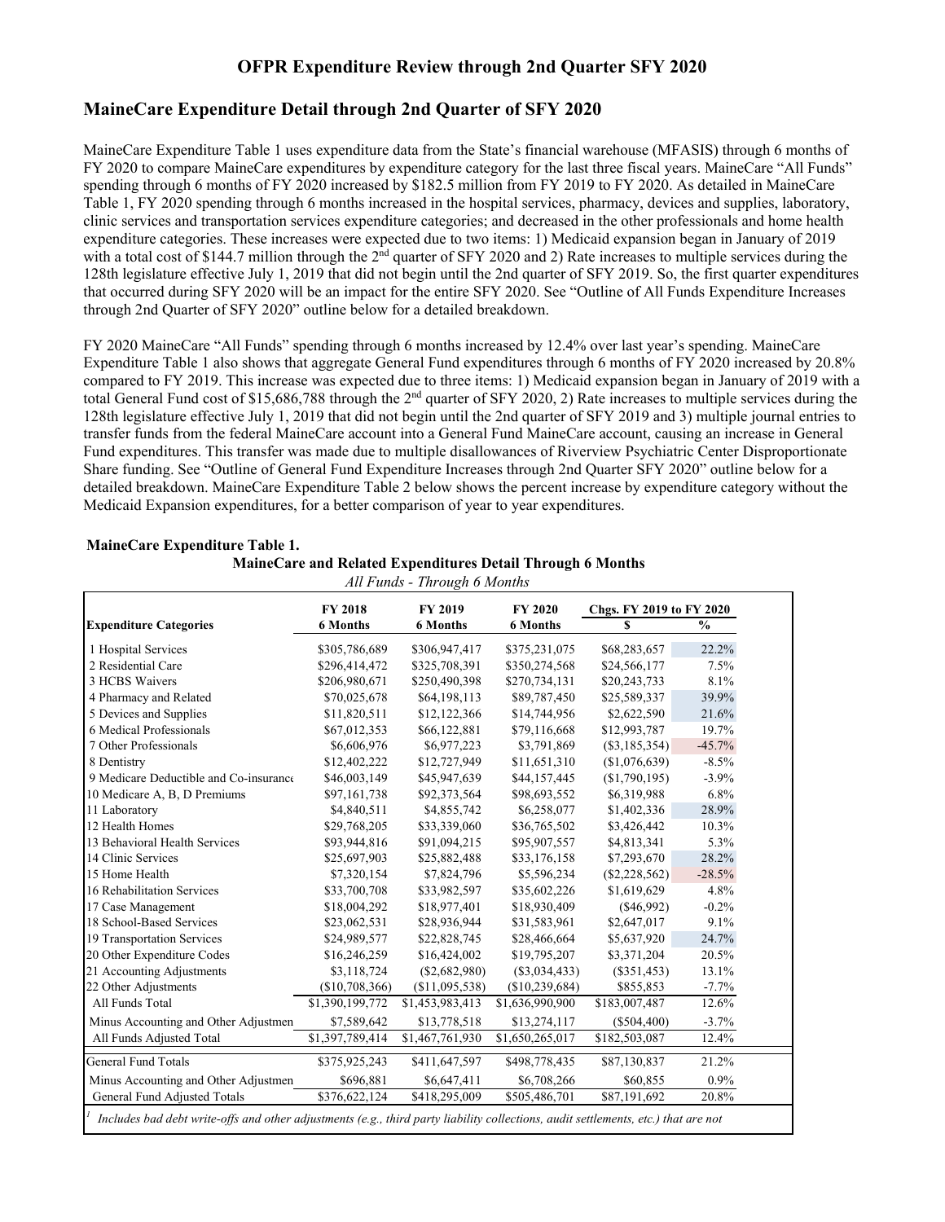## OFPR Expenditure Review through 2nd Quarter SFY 2020

## MaineCare Expenditure Detail through 2nd Quarter of SFY 2020

MaineCare Expenditure Table 1 uses expenditure data from the State's financial warehouse (MFASIS) through 6 months of FY 2020 to compare MaineCare expenditures by expenditure category for the last three fiscal years. MaineCare "All Funds" spending through 6 months of FY 2020 increased by $182.5 million from FY 2019 to FY 2020. As detailed in MaineCare Table 1, FY 2020 spending through 6 months increased in the hospital services, pharmacy, devices and supplies, laboratory, clinic services and transportation services expenditure categories; and decreased in the other professionals and home health expenditure categories. These increases were expected due to two items: 1) Medicaid expansion began in January of 2019 with a total cost of $144.7 million through the 2nd quarter of SFY 2020 and 2) Rate increases to multiple services during the 128th legislature effective July 1, 2019 that did not begin until the 2nd quarter of SFY 2019. So, the first quarter expenditures that occurred during SFY 2020 will be an impact for the entire SFY 2020. See "Outline of All Funds Expenditure Increases through 2nd Quarter of SFY 2020" outline below for a detailed breakdown.

FY 2020 MaineCare "All Funds" spending through 6 months increased by 12.4% over last year's spending. MaineCare Expenditure Table 1 also shows that aggregate General Fund expenditures through 6 months of FY 2020 increased by 20.8% compared to FY 2019. This increase was expected due to three items: 1) Medicaid expansion began in January of 2019 with a total General Fund cost of $15,686,788 through the 2nd quarter of SFY 2020, 2) Rate increases to multiple services during the 128th legislature effective July 1, 2019 that did not begin until the 2nd quarter of SFY 2019 and 3) multiple journal entries to transfer funds from the federal MaineCare account into a General Fund MaineCare account, causing an increase in General Fund expenditures. This transfer was made due to multiple disallowances of Riverview Psychiatric Center Disproportionate Share funding. See "Outline of General Fund Expenditure Increases through 2nd Quarter SFY 2020" outline below for a detailed breakdown. MaineCare Expenditure Table 2 below shows the percent increase by expenditure category without the Medicaid Expansion expenditures, for a better comparison of year to year expenditures.

**MaineCare Expenditure Table 1.**

**MaineCare and Related Expenditures Detail Through 6 Months**

*All Funds - Through 6 Months*

| Expenditure Categories | FY 2018 6 Months | FY 2019 6 Months | FY 2020 6 Months | Chgs. FY 2019 to FY 2020 $ | % |
|---|---|---|---|---|---|
| 1 Hospital Services | $305,786,689 | $306,947,417 | $375,231,075 | $68,283,657 | 22.2% |
| 2 Residential Care | $296,414,472 | $325,708,391 | $350,274,568 | $24,566,177 | 7.5% |
| 3 HCBS Waivers | $206,980,671 | $250,490,398 | $270,734,131 | $20,243,733 | 8.1% |
| 4 Pharmacy and Related | $70,025,678 | $64,198,113 | $89,787,450 | $25,589,337 | 39.9% |
| 5 Devices and Supplies | $11,820,511 | $12,122,366 | $14,744,956 | $2,622,590 | 21.6% |
| 6 Medical Professionals | $67,012,353 | $66,122,881 | $79,116,668 | $12,993,787 | 19.7% |
| 7 Other Professionals | $6,606,976 | $6,977,223 | $3,791,869 | ($3,185,354) | -45.7% |
| 8 Dentistry | $12,402,222 | $12,727,949 | $11,651,310 | ($1,076,639) | -8.5% |
| 9 Medicare Deductible and Co-insurance | $46,003,149 | $45,947,639 | $44,157,445 | ($1,790,195) | -3.9% |
| 10 Medicare A, B, D Premiums | $97,161,738 | $92,373,564 | $98,693,552 | $6,319,988 | 6.8% |
| 11 Laboratory | $4,840,511 | $4,855,742 | $6,258,077 | $1,402,336 | 28.9% |
| 12 Health Homes | $29,768,205 | $33,339,060 | $36,765,502 | $3,426,442 | 10.3% |
| 13 Behavioral Health Services | $93,944,816 | $91,094,215 | $95,907,557 | $4,813,341 | 5.3% |
| 14 Clinic Services | $25,697,903 | $25,882,488 | $33,176,158 | $7,293,670 | 28.2% |
| 15 Home Health | $7,320,154 | $7,824,796 | $5,596,234 | ($2,228,562) | -28.5% |
| 16 Rehabilitation Services | $33,700,708 | $33,982,597 | $35,602,226 | $1,619,629 | 4.8% |
| 17 Case Management | $18,004,292 | $18,977,401 | $18,930,409 | ($46,992) | -0.2% |
| 18 School-Based Services | $23,062,531 | $28,936,944 | $31,583,961 | $2,647,017 | 9.1% |
| 19 Transportation Services | $24,989,577 | $22,828,745 | $28,466,664 | $5,637,920 | 24.7% |
| 20 Other Expenditure Codes | $16,246,259 | $16,424,002 | $19,795,207 | $3,371,204 | 20.5% |
| 21 Accounting Adjustments | $3,118,724 | ($2,682,980) | ($3,034,433) | ($351,453) | 13.1% |
| 22 Other Adjustments | ($10,708,366) | ($11,095,538) | ($10,239,684) | $855,853 | -7.7% |
| All Funds Total | $1,390,199,772 | $1,453,983,413 | $1,636,990,900 | $183,007,487 | 12.6% |
| Minus Accounting and Other Adjustments | $7,589,642 | $13,778,518 | $13,274,117 | ($504,400) | -3.7% |
| All Funds Adjusted Total | $1,397,789,414 | $1,467,761,930 | $1,650,265,017 | $182,503,087 | 12.4% |
| General Fund Totals | $375,925,243 | $411,647,597 | $498,778,435 | $87,130,837 | 21.2% |
| Minus Accounting and Other Adjustments | $696,881 | $6,647,411 | $6,708,266 | $60,855 | 0.9% |
| General Fund Adjusted Totals | $376,622,124 | $418,295,009 | $505,486,701 | $87,191,692 | 20.8% |

[1] *Includes bad debt write-offs and other adjustments (e.g., third party liability collections, audit settlements, etc.) that are not*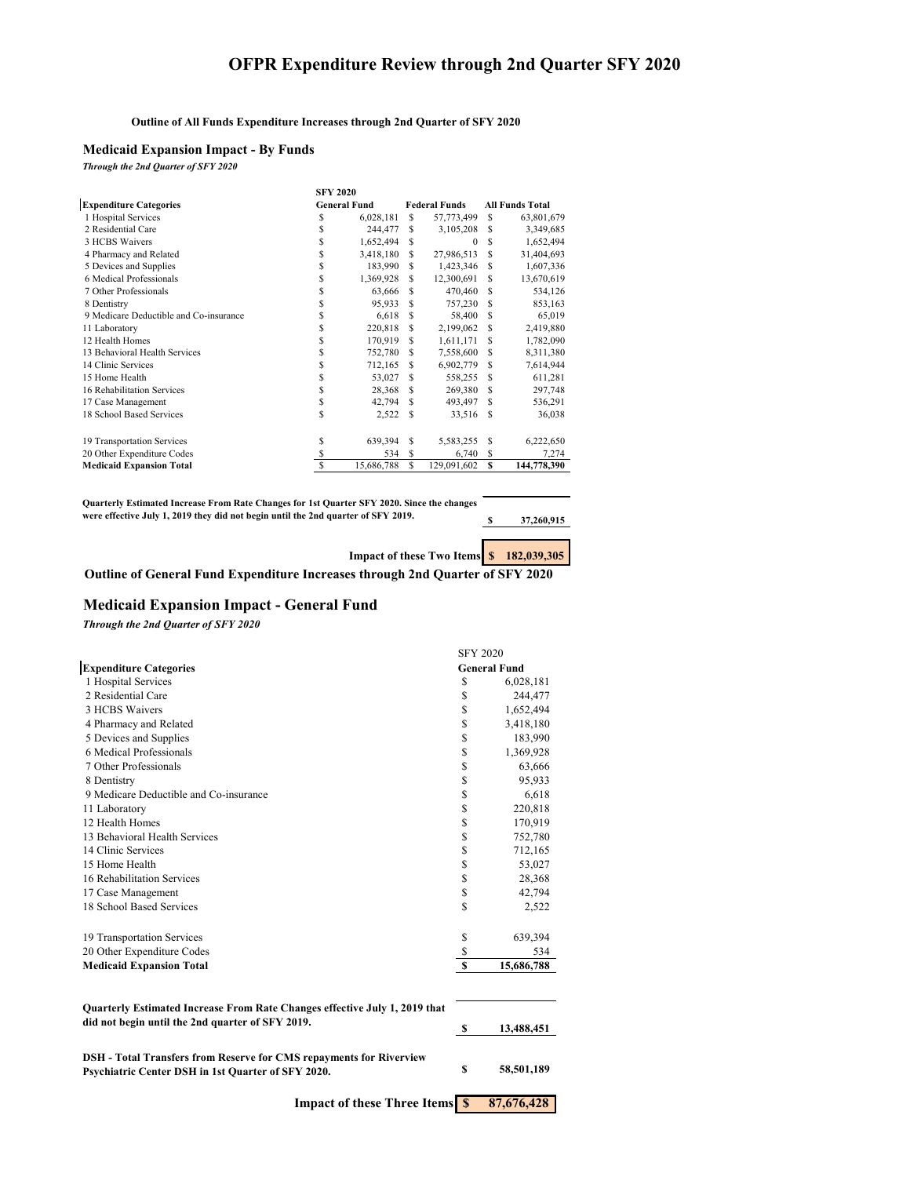# OFPR Expenditure Review through 2nd Quarter SFY 2020

**Outline of All Funds Expenditure Increases through 2nd Quarter of SFY 2020**

## Medicaid Expansion Impact - By Funds

***Through the 2nd Quarter of SFY 2020***

| | SFY 2020 | | |
|---|---|---|---|
| **Expenditure Categories** | **General Fund** | **Federal Funds** | **All Funds Total** |
| 1 Hospital Services | $ 6,028,181 | $ 57,773,499 | $ 63,801,679 |
| 2 Residential Care | $ 244,477 | $ 3,105,208 | $ 3,349,685 |
| 3 HCBS Waivers | $ 1,652,494 | $ 0 | $ 1,652,494 |
| 4 Pharmacy and Related | $ 3,418,180 | $ 27,986,513 | $ 31,404,693 |
| 5 Devices and Supplies | $ 183,990 | $ 1,423,346 | $ 1,607,336 |
| 6 Medical Professionals | $ 1,369,928 | $ 12,300,691 | $ 13,670,619 |
| 7 Other Professionals | $ 63,666 | $ 470,460 | $ 534,126 |
| 8 Dentistry | $ 95,933 | $ 757,230 | $ 853,163 |
| 9 Medicare Deductible and Co-insurance | $ 6,618 | $ 58,400 | $ 65,019 |
| 11 Laboratory | $ 220,818 | $ 2,199,062 | $ 2,419,880 |
| 12 Health Homes | $ 170,919 | $ 1,611,171 | $ 1,782,090 |
| 13 Behavioral Health Services | $ 752,780 | $ 7,558,600 | $ 8,311,380 |
| 14 Clinic Services | $ 712,165 | $ 6,902,779 | $ 7,614,944 |
| 15 Home Health | $ 53,027 | $ 558,255 | $ 611,281 |
| 16 Rehabilitation Services | $ 28,368 | $ 269,380 | $ 297,748 |
| 17 Case Management | $ 42,794 | $ 493,497 | $ 536,291 |
| 18 School Based Services | $ 2,522 | $ 33,516 | $ 36,038 |
| 19 Transportation Services | $ 639,394 | $ 5,583,255 | $ 6,222,650 |
| 20 Other Expenditure Codes | $ 534 | $ 6,740 | $ 7,274 |
| **Medicaid Expansion Total** | $ 15,686,788 | $ 129,091,602 | **$ 144,778,390** |

**Quarterly Estimated Increase From Rate Changes for 1st Quarter SFY 2020. Since the changes were effective July 1, 2019 they did not begin until the 2nd quarter of SFY 2019.** **$ 37,260,915**

**Impact of these Two Items $ 182,039,305**

**Outline of General Fund Expenditure Increases through 2nd Quarter of SFY 2020**

## Medicaid Expansion Impact - General Fund

***Through the 2nd Quarter of SFY 2020***

| | SFY 2020 |
|---|---|
| **Expenditure Categories** | **General Fund** |
| 1 Hospital Services | $ 6,028,181 |
| 2 Residential Care | $ 244,477 |
| 3 HCBS Waivers | $ 1,652,494 |
| 4 Pharmacy and Related | $ 3,418,180 |
| 5 Devices and Supplies | $ 183,990 |
| 6 Medical Professionals | $ 1,369,928 |
| 7 Other Professionals | $ 63,666 |
| 8 Dentistry | $ 95,933 |
| 9 Medicare Deductible and Co-insurance | $ 6,618 |
| 11 Laboratory | $ 220,818 |
| 12 Health Homes | $ 170,919 |
| 13 Behavioral Health Services | $ 752,780 |
| 14 Clinic Services | $ 712,165 |
| 15 Home Health | $ 53,027 |
| 16 Rehabilitation Services | $ 28,368 |
| 17 Case Management | $ 42,794 |
| 18 School Based Services | $ 2,522 |
| 19 Transportation Services | $ 639,394 |
| 20 Other Expenditure Codes | $ 534 |
| **Medicaid Expansion Total** | **$ 15,686,788** |

**Quarterly Estimated Increase From Rate Changes effective July 1, 2019 that did not begin until the 2nd quarter of SFY 2019.** **$ 13,488,451**

**DSH - Total Transfers from Reserve for CMS repayments for Riverview Psychiatric Center DSH in 1st Quarter of SFY 2020.** **$ 58,501,189**

**Impact of these Three Items $ 87,676,428**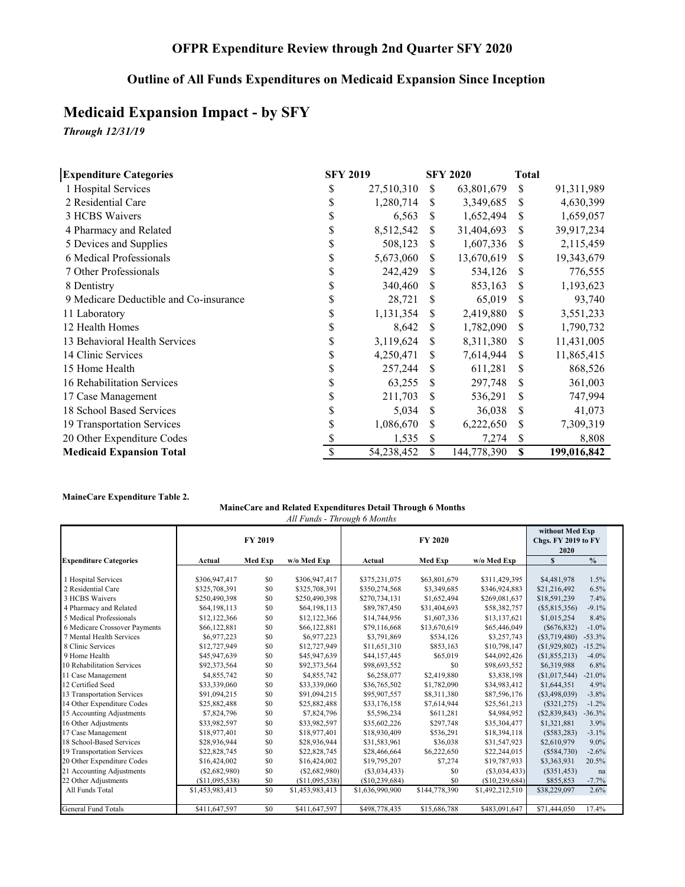## OFPR Expenditure Review through 2nd Quarter SFY 2020

### Outline of All Funds Expenditures on Medicaid Expansion Since Inception

# Medicaid Expansion Impact - by SFY

*Through 12/31/19*

| **Expenditure Categories** | **SFY 2019** | **SFY 2020** | **Total** |
|---|---|---|---|
| 1 Hospital Services | $ 27,510,310 | $ 63,801,679 | $ 91,311,989 |
| 2 Residential Care | $ 1,280,714 | $ 3,349,685 | $ 4,630,399 |
| 3 HCBS Waivers | $ 6,563 | $ 1,652,494 | $ 1,659,057 |
| 4 Pharmacy and Related | $ 8,512,542 | $ 31,404,693 | $ 39,917,234 |
| 5 Devices and Supplies | $ 508,123 | $ 1,607,336 | $ 2,115,459 |
| 6 Medical Professionals | $ 5,673,060 | $ 13,670,619 | $ 19,343,679 |
| 7 Other Professionals | $ 242,429 | $ 534,126 | $ 776,555 |
| 8 Dentistry | $ 340,460 | $ 853,163 | $ 1,193,623 |
| 9 Medicare Deductible and Co-insurance | $ 28,721 | $ 65,019 | $ 93,740 |
| 11 Laboratory | $ 1,131,354 | $ 2,419,880 | $ 3,551,233 |
| 12 Health Homes | $ 8,642 | $ 1,782,090 | $ 1,790,732 |
| 13 Behavioral Health Services | $ 3,119,624 | $ 8,311,380 | $ 11,431,005 |
| 14 Clinic Services | $ 4,250,471 | $ 7,614,944 | $ 11,865,415 |
| 15 Home Health | $ 257,244 | $ 611,281 | $ 868,526 |
| 16 Rehabilitation Services | $ 63,255 | $ 297,748 | $ 361,003 |
| 17 Case Management | $ 211,703 | $ 536,291 | $ 747,994 |
| 18 School Based Services | $ 5,034 | $ 36,038 | $ 41,073 |
| 19 Transportation Services | $ 1,086,670 | $ 6,222,650 | $ 7,309,319 |
| 20 Other Expenditure Codes | $ 1,535 | $ 7,274 | $ 8,808 |
| **Medicaid Expansion Total** | $ 54,238,452 | $ 144,778,390 | **$ 199,016,842** |

**MaineCare Expenditure Table 2.**

**MaineCare and Related Expenditures Detail Through 6 Months**

*All Funds - Through 6 Months*

| | FY 2019 | | | FY 2020 | | | without Med Exp Chgs. FY 2019 to FY 2020 | |
|---|---|---|---|---|---|---|---|---|
| **Expenditure Categories** | **Actual** | **Med Exp** | **w/o Med Exp** | **Actual** | **Med Exp** | **w/o Med Exp** | **$** | **%** |
| 1 Hospital Services | $306,947,417 | $0 | $306,947,417 | $375,231,075 | $63,801,679 | $311,429,395 | $4,481,978 | 1.5% |
| 2 Residential Care | $325,708,391 | $0 | $325,708,391 | $350,274,568 | $3,349,685 | $346,924,883 | $21,216,492 | 6.5% |
| 3 HCBS Waivers | $250,490,398 | $0 | $250,490,398 | $270,734,131 | $1,652,494 | $269,081,637 | $18,591,239 | 7.4% |
| 4 Pharmacy and Related | $64,198,113 | $0 | $64,198,113 | $89,787,450 | $31,404,693 | $58,382,757 | ($5,815,356) | -9.1% |
| 5 Medical Professionals | $12,122,366 | $0 | $12,122,366 | $14,744,956 | $1,607,336 | $13,137,621 | $1,015,254 | 8.4% |
| 6 Medicare Crossover Payments | $66,122,881 | $0 | $66,122,881 | $79,116,668 | $13,670,619 | $65,446,049 | ($676,832) | -1.0% |
| 7 Mental Health Services | $6,977,223 | $0 | $6,977,223 | $3,791,869 | $534,126 | $3,257,743 | ($3,719,480) | -53.3% |
| 8 Clinic Services | $12,727,949 | $0 | $12,727,949 | $11,651,310 | $853,163 | $10,798,147 | ($1,929,802) | -15.2% |
| 9 Home Health | $45,947,639 | $0 | $45,947,639 | $44,157,445 | $65,019 | $44,092,426 | ($1,855,213) | -4.0% |
| 10 Rehabilitation Services | $92,373,564 | $0 | $92,373,564 | $98,693,552 | $0 | $98,693,552 | $6,319,988 | 6.8% |
| 11 Case Management | $4,855,742 | $0 | $4,855,742 | $6,258,077 | $2,419,880 | $3,838,198 | ($1,017,544) | -21.0% |
| 12 Certified Seed | $33,339,060 | $0 | $33,339,060 | $36,765,502 | $1,782,090 | $34,983,412 | $1,644,351 | 4.9% |
| 13 Transportation Services | $91,094,215 | $0 | $91,094,215 | $95,907,557 | $8,311,380 | $87,596,176 | ($3,498,039) | -3.8% |
| 14 Other Expenditure Codes | $25,882,488 | $0 | $25,882,488 | $33,176,158 | $7,614,944 | $25,561,213 | ($321,275) | -1.2% |
| 15 Accounting Adjustments | $7,824,796 | $0 | $7,824,796 | $5,596,234 | $611,281 | $4,984,952 | ($2,839,843) | -36.3% |
| 16 Other Adjustments | $33,982,597 | $0 | $33,982,597 | $35,602,226 | $297,748 | $35,304,477 | $1,321,881 | 3.9% |
| 17 Case Management | $18,977,401 | $0 | $18,977,401 | $18,930,409 | $536,291 | $18,394,118 | ($583,283) | -3.1% |
| 18 School-Based Services | $28,936,944 | $0 | $28,936,944 | $31,583,961 | $36,038 | $31,547,923 | $2,610,979 | 9.0% |
| 19 Transportation Services | $22,828,745 | $0 | $22,828,745 | $28,466,664 | $6,222,650 | $22,244,015 | ($584,730) | -2.6% |
| 20 Other Expenditure Codes | $16,424,002 | $0 | $16,424,002 | $19,795,207 | $7,274 | $19,787,933 | $3,363,931 | 20.5% |
| 21 Accounting Adjustments | ($2,682,980) | $0 | ($2,682,980) | ($3,034,433) | $0 | ($3,034,433) | ($351,453) | na |
| 22 Other Adjustments | ($11,095,538) | $0 | ($11,095,538) | ($10,239,684) | $0 | ($10,239,684) | $855,853 | -7.7% |
| All Funds Total | $1,453,983,413 | $0 | $1,453,983,413 | $1,636,990,900 | $144,778,390 | $1,492,212,510 | $38,229,097 | 2.6% |
| General Fund Totals | $411,647,597 | $0 | $411,647,597 | $498,778,435 | $15,686,788 | $483,091,647 | $71,444,050 | 17.4% |